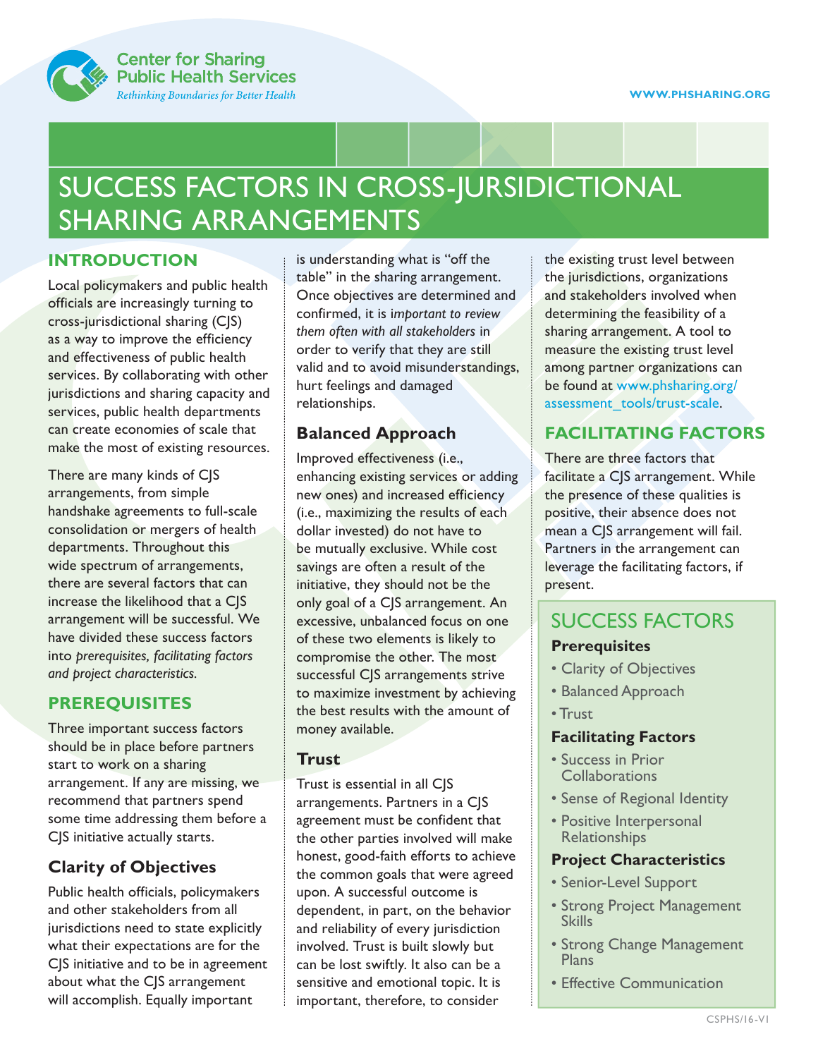# SUCCESS FACTORS IN CROSS-JURSIDICTIONAL SHARING ARRANGEMENTS

## INTRODUCTION

Local policymakers and public health officials are increasingly turning to cross-jurisdictional sharing (CJS) as a way to improve the efficiency and effectiveness of public health services. By collaborating with other jurisdictions and sharing capacity and services, public health departments can create economies of scale that make the most of existing resources.

There are many kinds of CJS arrangements, from simple handshake agreements to full-scale consolidation or mergers of health departments. Throughout this wide spectrum of arrangements, there are several factors that can increase the likelihood that a CJS arrangement will be successful. We have divided these success factors into *prerequisites, facilitating factors and project characteristics.*

## PREREQUISITES

Three important success factors should be in place before partners start to work on a sharing arrangement. If any are missing, we recommend that partners spend some time addressing them before a CJS initiative actually starts.

### Clarity of Objectives

Public health officials, policymakers and other stakeholders from all jurisdictions need to state explicitly what their expectations are for the CJS initiative and to be in agreement about what the CJS arrangement will accomplish. Equally important is understanding what is "off the table" in the sharing arrangement. Once objectives are determined and confirmed, it is *important to review them often with all stakeholders* in order to verify that they are still valid and to avoid misunderstandings, hurt feelings and damaged relationships.

### Balanced Approach

Improved effectiveness (i.e., enhancing existing services or adding new ones) and increased efficiency (i.e., maximizing the results of each dollar invested) do not have to be mutually exclusive. While cost savings are often a result of the initiative, they should not be the only goal of a CJS arrangement. An excessive, unbalanced focus on one of these two elements is likely to compromise the other. The most successful CJS arrangements strive to maximize investment by achieving the best results with the amount of money available.

### Trust

Trust is essential in all CJS arrangements. Partners in a CJS agreement must be confident that the other parties involved will make honest, good-faith efforts to achieve the common goals that were agreed upon. A successful outcome is dependent, in part, on the behavior and reliability of every jurisdiction involved. Trust is built slowly but can be lost swiftly. It also can be a sensitive and emotional topic. It is important, therefore, to consider the existing trust level between the jurisdictions, organizations and stakeholders involved when determining the feasibility of a sharing arrangement. A tool to measure the existing trust level among partner organizations can be found at www.phsharing.org/assessment_tools/trust-scale.

## FACILITATING FACTORS

There are three factors that facilitate a CJS arrangement. While the presence of these qualities is positive, their absence does not mean a CJS arrangement will fail. Partners in the arrangement can leverage the facilitating factors, if present.

## SUCCESS FACTORS

**Prerequisites**

- Clarity of Objectives
- Balanced Approach
- Trust

**Facilitating Factors**

- Success in Prior Collaborations
- Sense of Regional Identity
- Positive Interpersonal Relationships

**Project Characteristics**

- Senior-Level Support
- Strong Project Management Skills
- Strong Change Management Plans
- Effective Communication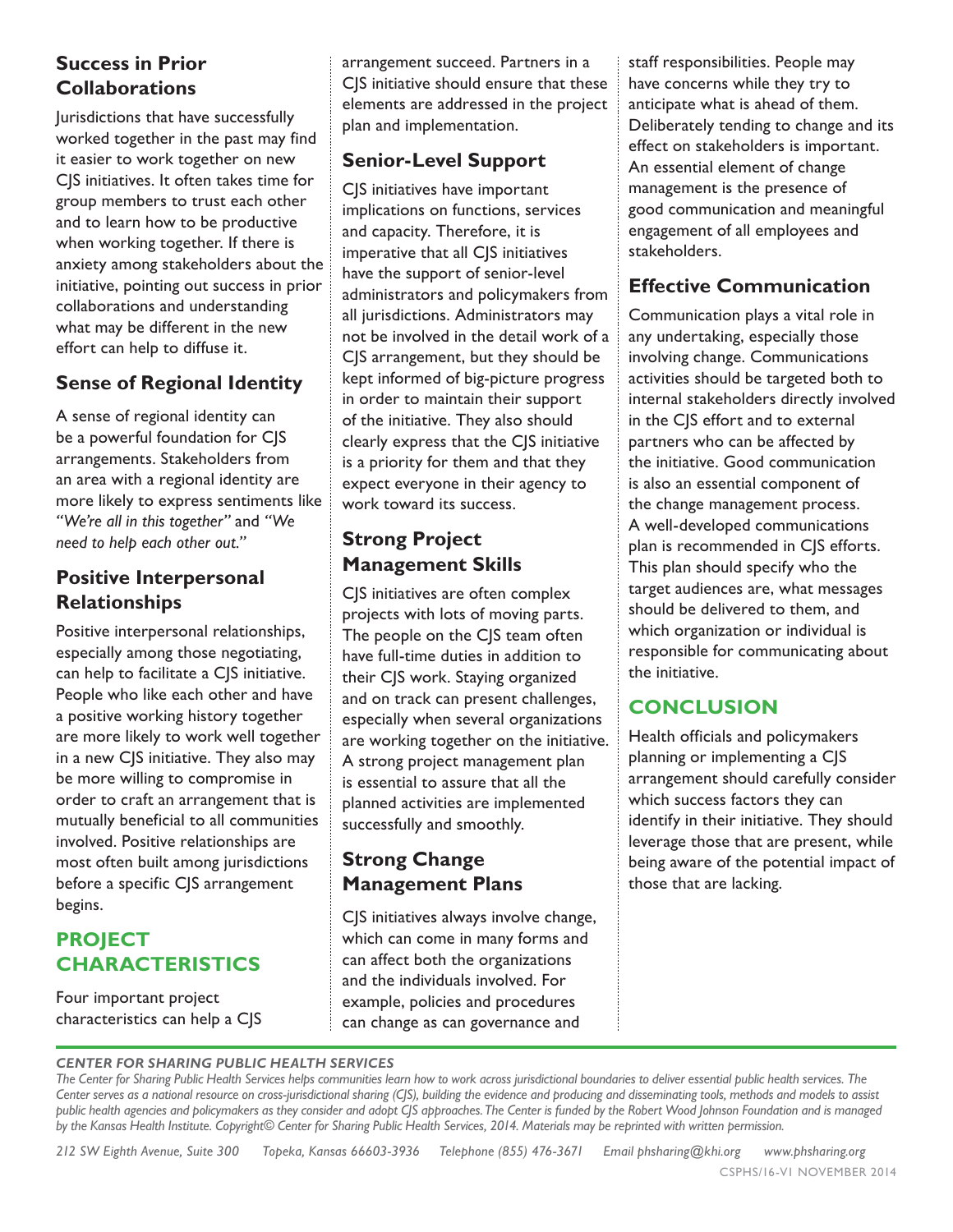### Success in Prior Collaborations

Jurisdictions that have successfully worked together in the past may find it easier to work together on new CJS initiatives. It often takes time for group members to trust each other and to learn how to be productive when working together. If there is anxiety among stakeholders about the initiative, pointing out success in prior collaborations and understanding what may be different in the new effort can help to diffuse it.

### Sense of Regional Identity

A sense of regional identity can be a powerful foundation for CJS arrangements. Stakeholders from an area with a regional identity are more likely to express sentiments like *"We're all in this together"* and *"We need to help each other out."*

### Positive Interpersonal Relationships

Positive interpersonal relationships, especially among those negotiating, can help to facilitate a CJS initiative. People who like each other and have a positive working history together are more likely to work well together in a new CJS initiative. They also may be more willing to compromise in order to craft an arrangement that is mutually beneficial to all communities involved. Positive relationships are most often built among jurisdictions before a specific CJS arrangement begins.

## PROJECT CHARACTERISTICS

Four important project characteristics can help a CJS arrangement succeed. Partners in a CJS initiative should ensure that these elements are addressed in the project plan and implementation.

### Senior-Level Support

CJS initiatives have important implications on functions, services and capacity. Therefore, it is imperative that all CJS initiatives have the support of senior-level administrators and policymakers from all jurisdictions. Administrators may not be involved in the detail work of a CJS arrangement, but they should be kept informed of big-picture progress in order to maintain their support of the initiative. They also should clearly express that the CJS initiative is a priority for them and that they expect everyone in their agency to work toward its success.

### Strong Project Management Skills

CJS initiatives are often complex projects with lots of moving parts. The people on the CJS team often have full-time duties in addition to their CJS work. Staying organized and on track can present challenges, especially when several organizations are working together on the initiative. A strong project management plan is essential to assure that all the planned activities are implemented successfully and smoothly.

### Strong Change Management Plans

CJS initiatives always involve change, which can come in many forms and can affect both the organizations and the individuals involved. For example, policies and procedures can change as can governance and staff responsibilities. People may have concerns while they try to anticipate what is ahead of them. Deliberately tending to change and its effect on stakeholders is important. An essential element of change management is the presence of good communication and meaningful engagement of all employees and stakeholders.

### Effective Communication

Communication plays a vital role in any undertaking, especially those involving change. Communications activities should be targeted both to internal stakeholders directly involved in the CJS effort and to external partners who can be affected by the initiative. Good communication is also an essential component of the change management process. A well-developed communications plan is recommended in CJS efforts. This plan should specify who the target audiences are, what messages should be delivered to them, and which organization or individual is responsible for communicating about the initiative.

## CONCLUSION

Health officials and policymakers planning or implementing a CJS arrangement should carefully consider which success factors they can identify in their initiative. They should leverage those that are present, while being aware of the potential impact of those that are lacking.

---

***CENTER FOR SHARING PUBLIC HEALTH SERVICES***

*The Center for Sharing Public Health Services helps communities learn how to work across jurisdictional boundaries to deliver essential public health services. The Center serves as a national resource on cross-jurisdictional sharing (CJS), building the evidence and producing and disseminating tools, methods and models to assist public health agencies and policymakers as they consider and adopt CJS approaches. The Center is funded by the Robert Wood Johnson Foundation and is managed by the Kansas Health Institute. Copyright© Center for Sharing Public Health Services, 2014. Materials may be reprinted with written permission.*

*212 SW Eighth Avenue, Suite 300 Topeka, Kansas 66603-3936 Telephone (855) 476-3671 Email phsharing@khi.org www.phsharing.org*

CSPHS/16-V1 NOVEMBER 2014